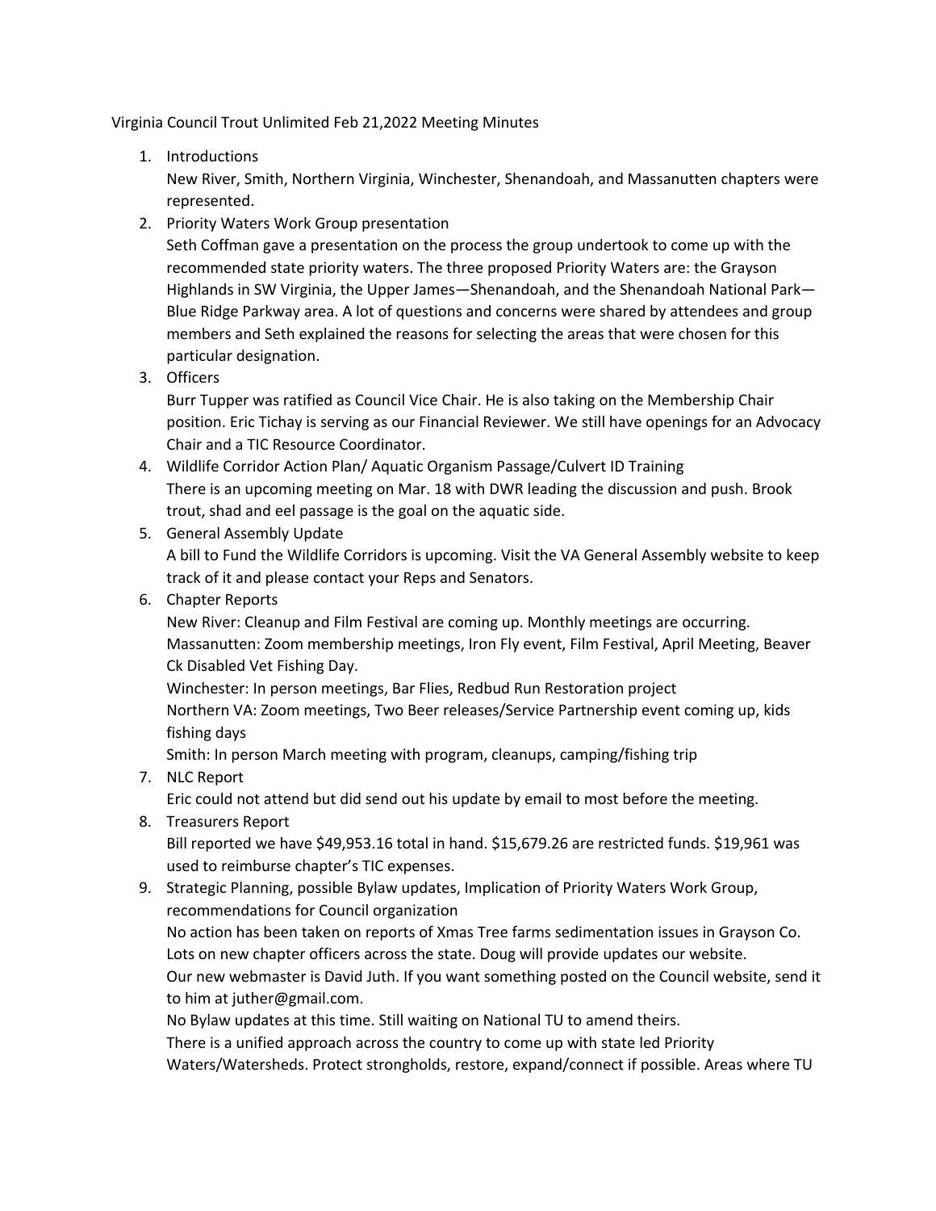Virginia Council Trout Unlimited Feb 21,2022 Meeting Minutes

1. Introductions

   New River, Smith, Northern Virginia, Winchester, Shenandoah, and Massanutten chapters were represented.

2. Priority Waters Work Group presentation

   Seth Coffman gave a presentation on the process the group undertook to come up with the recommended state priority waters. The three proposed Priority Waters are: the Grayson Highlands in SW Virginia, the Upper James—Shenandoah, and the Shenandoah National Park—Blue Ridge Parkway area. A lot of questions and concerns were shared by attendees and group members and Seth explained the reasons for selecting the areas that were chosen for this particular designation.

3. Officers

   Burr Tupper was ratified as Council Vice Chair. He is also taking on the Membership Chair position. Eric Tichay is serving as our Financial Reviewer. We still have openings for an Advocacy Chair and a TIC Resource Coordinator.

4. Wildlife Corridor Action Plan/ Aquatic Organism Passage/Culvert ID Training

   There is an upcoming meeting on Mar. 18 with DWR leading the discussion and push. Brook trout, shad and eel passage is the goal on the aquatic side.

5. General Assembly Update

   A bill to Fund the Wildlife Corridors is upcoming. Visit the VA General Assembly website to keep track of it and please contact your Reps and Senators.

6. Chapter Reports

   New River: Cleanup and Film Festival are coming up. Monthly meetings are occurring.

   Massanutten: Zoom membership meetings, Iron Fly event, Film Festival, April Meeting, Beaver Ck Disabled Vet Fishing Day.

   Winchester: In person meetings, Bar Flies, Redbud Run Restoration project

   Northern VA: Zoom meetings, Two Beer releases/Service Partnership event coming up, kids fishing days

   Smith: In person March meeting with program, cleanups, camping/fishing trip

7. NLC Report

   Eric could not attend but did send out his update by email to most before the meeting.

8. Treasurers Report

   Bill reported we have $49,953.16 total in hand. $15,679.26 are restricted funds. $19,961 was used to reimburse chapter's TIC expenses.

9. Strategic Planning, possible Bylaw updates, Implication of Priority Waters Work Group, recommendations for Council organization

   No action has been taken on reports of Xmas Tree farms sedimentation issues in Grayson Co.

   Lots on new chapter officers across the state. Doug will provide updates our website.

   Our new webmaster is David Juth. If you want something posted on the Council website, send it to him at juther@gmail.com.

   No Bylaw updates at this time. Still waiting on National TU to amend theirs.

   There is a unified approach across the country to come up with state led Priority Waters/Watersheds. Protect strongholds, restore, expand/connect if possible. Areas where TU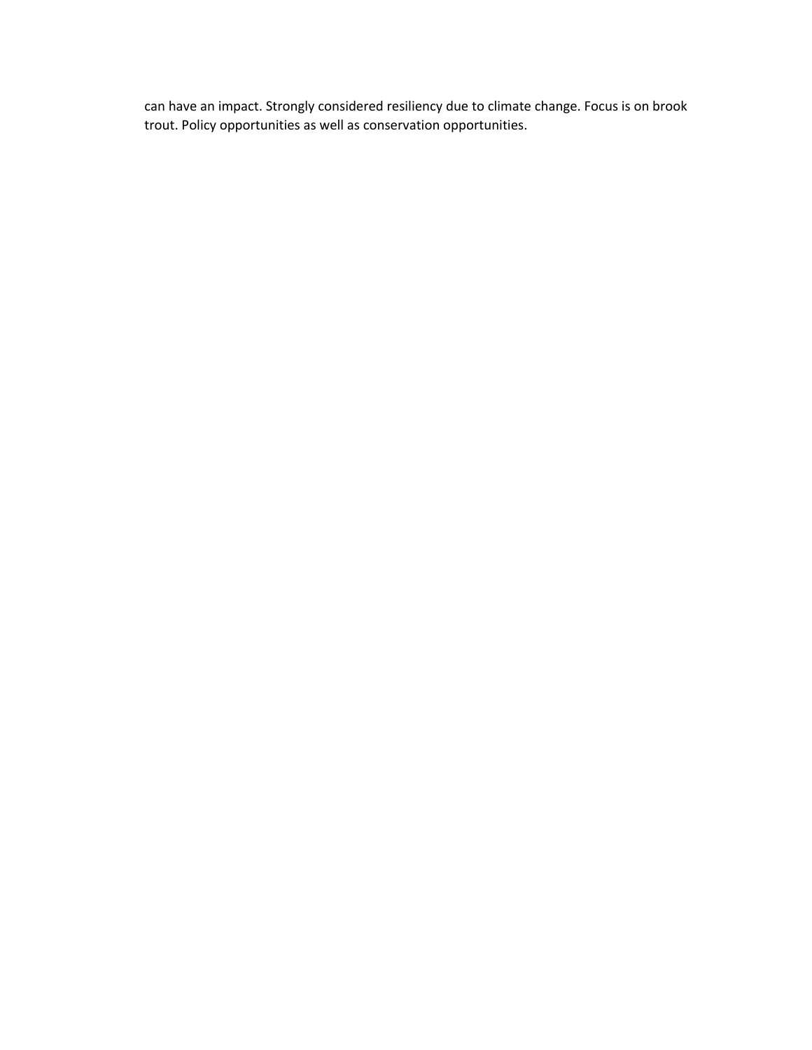can have an impact. Strongly considered resiliency due to climate change. Focus is on brook trout. Policy opportunities as well as conservation opportunities.